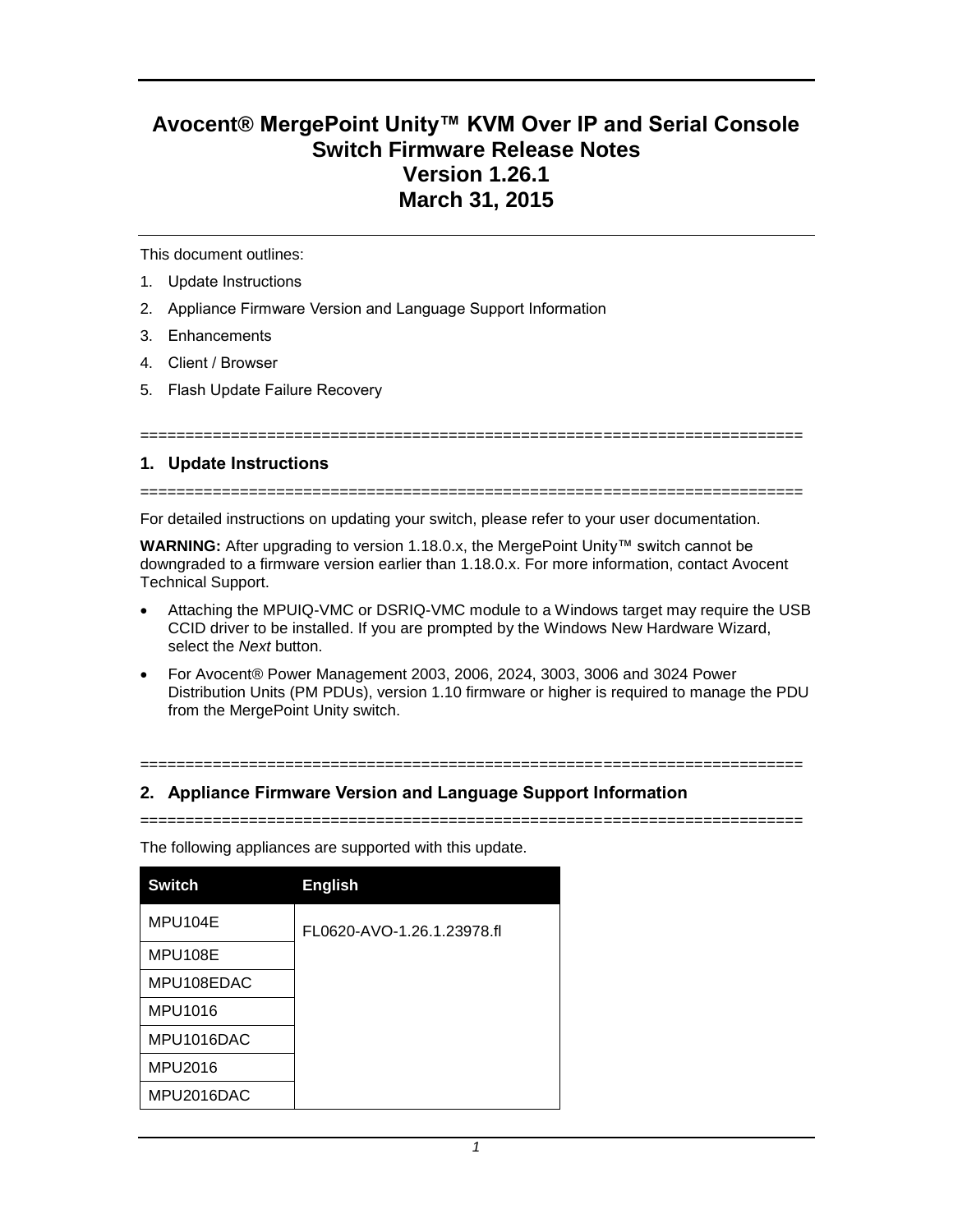# Avocent® MergePoint Unity™ KVM Over IP and Serial Console Switch Firmware Release Notes
# Version 1.26.1
# March 31, 2015

This document outlines:

1. Update Instructions
2. Appliance Firmware Version and Language Support Information
3. Enhancements
4. Client / Browser
5. Flash Update Failure Recovery

========================================================================

## 1. Update Instructions

========================================================================

For detailed instructions on updating your switch, please refer to your user documentation.

**WARNING:** After upgrading to version 1.18.0.x, the MergePoint Unity™ switch cannot be downgraded to a firmware version earlier than 1.18.0.x. For more information, contact Avocent Technical Support.

- Attaching the MPUIQ-VMC or DSRIQ-VMC module to a Windows target may require the USB CCID driver to be installed. If you are prompted by the Windows New Hardware Wizard, select the *Next* button.
- For Avocent® Power Management 2003, 2006, 2024, 3003, 3006 and 3024 Power Distribution Units (PM PDUs), version 1.10 firmware or higher is required to manage the PDU from the MergePoint Unity switch.

========================================================================

## 2. Appliance Firmware Version and Language Support Information

========================================================================

The following appliances are supported with this update.

| Switch | English |
|---|---|
| MPU104E | FL0620-AVO-1.26.1.23978.fl |
| MPU108E | |
| MPU108EDAC | |
| MPU1016 | |
| MPU1016DAC | |
| MPU2016 | |
| MPU2016DAC | |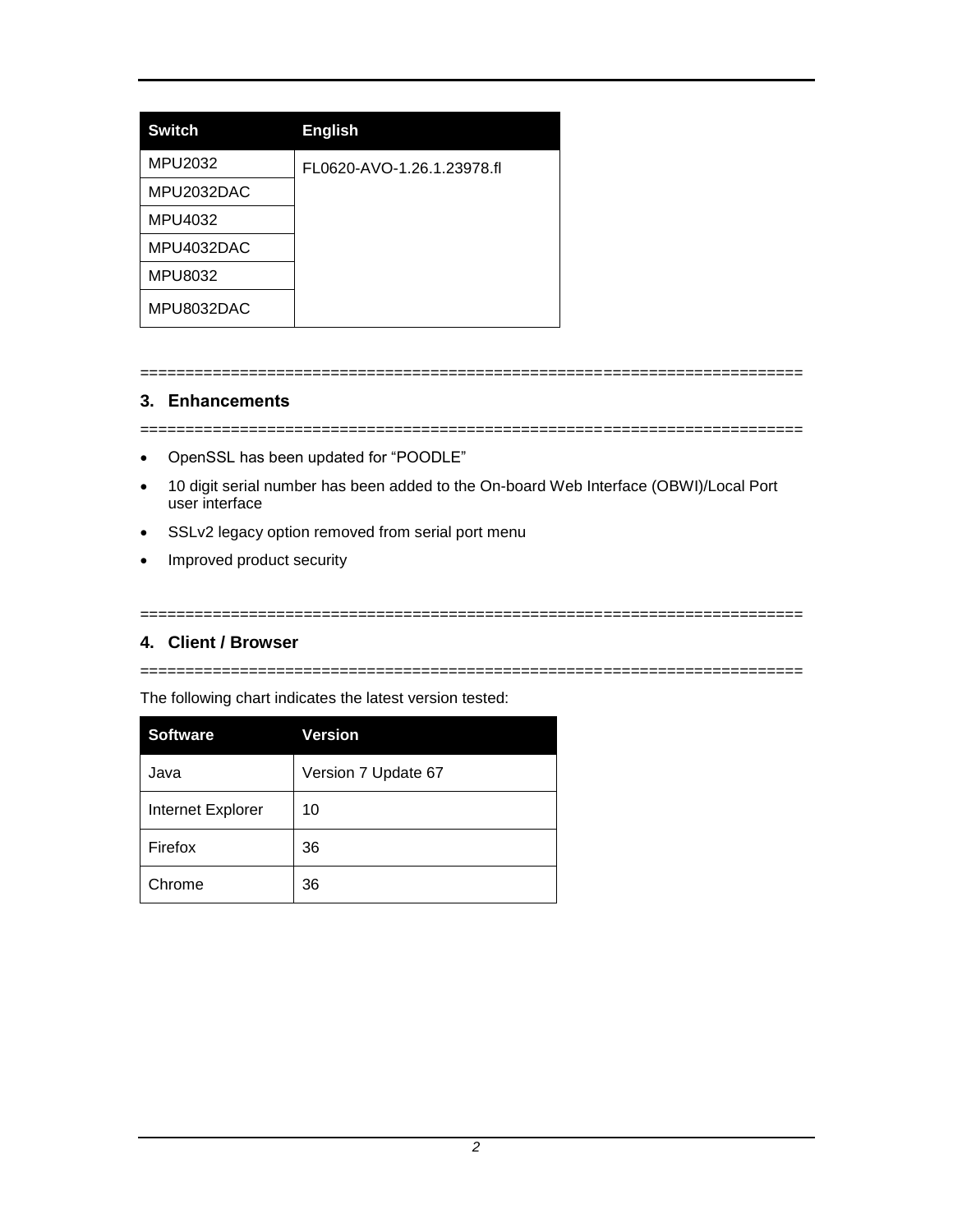| Switch | English |
| --- | --- |
| MPU2032 | FL0620-AVO-1.26.1.23978.fl |
| MPU2032DAC | |
| MPU4032 | |
| MPU4032DAC | |
| MPU8032 | |
| MPU8032DAC | |

========================================================================

## 3. Enhancements

========================================================================

- OpenSSL has been updated for "POODLE"
- 10 digit serial number has been added to the On-board Web Interface (OBWI)/Local Port user interface
- SSLv2 legacy option removed from serial port menu
- Improved product security

========================================================================

## 4. Client / Browser

========================================================================

The following chart indicates the latest version tested:

| Software | Version |
| --- | --- |
| Java | Version 7 Update 67 |
| Internet Explorer | 10 |
| Firefox | 36 |
| Chrome | 36 |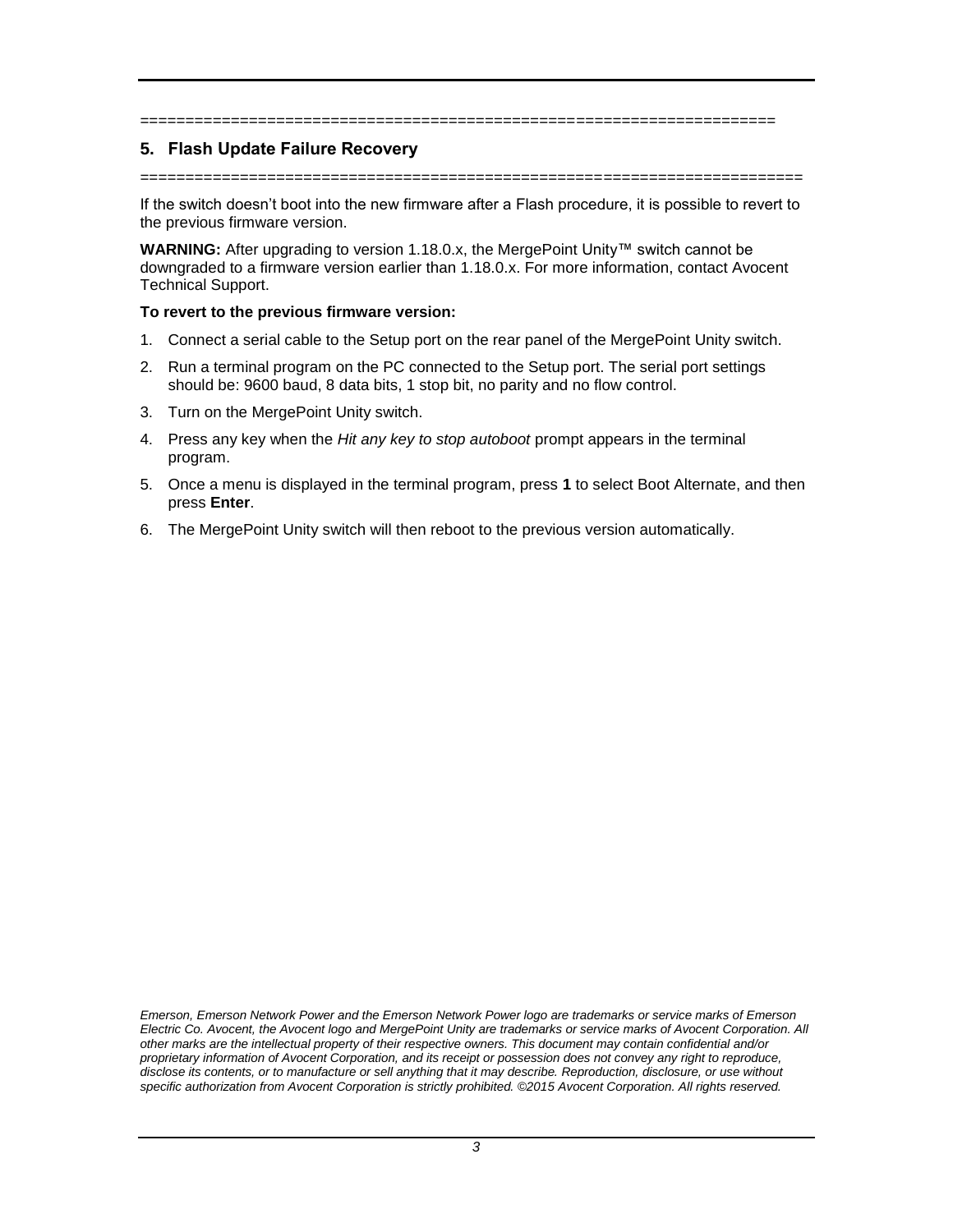=====================================================================

## 5. Flash Update Failure Recovery

=====================================================================

If the switch doesn't boot into the new firmware after a Flash procedure, it is possible to revert to the previous firmware version.

**WARNING:** After upgrading to version 1.18.0.x, the MergePoint Unity™ switch cannot be downgraded to a firmware version earlier than 1.18.0.x. For more information, contact Avocent Technical Support.

**To revert to the previous firmware version:**

1. Connect a serial cable to the Setup port on the rear panel of the MergePoint Unity switch.
2. Run a terminal program on the PC connected to the Setup port. The serial port settings should be: 9600 baud, 8 data bits, 1 stop bit, no parity and no flow control.
3. Turn on the MergePoint Unity switch.
4. Press any key when the *Hit any key to stop autoboot* prompt appears in the terminal program.
5. Once a menu is displayed in the terminal program, press **1** to select Boot Alternate, and then press **Enter**.
6. The MergePoint Unity switch will then reboot to the previous version automatically.

*Emerson, Emerson Network Power and the Emerson Network Power logo are trademarks or service marks of Emerson Electric Co. Avocent, the Avocent logo and MergePoint Unity are trademarks or service marks of Avocent Corporation. All other marks are the intellectual property of their respective owners. This document may contain confidential and/or proprietary information of Avocent Corporation, and its receipt or possession does not convey any right to reproduce, disclose its contents, or to manufacture or sell anything that it may describe. Reproduction, disclosure, or use without specific authorization from Avocent Corporation is strictly prohibited. ©2015 Avocent Corporation. All rights reserved.*